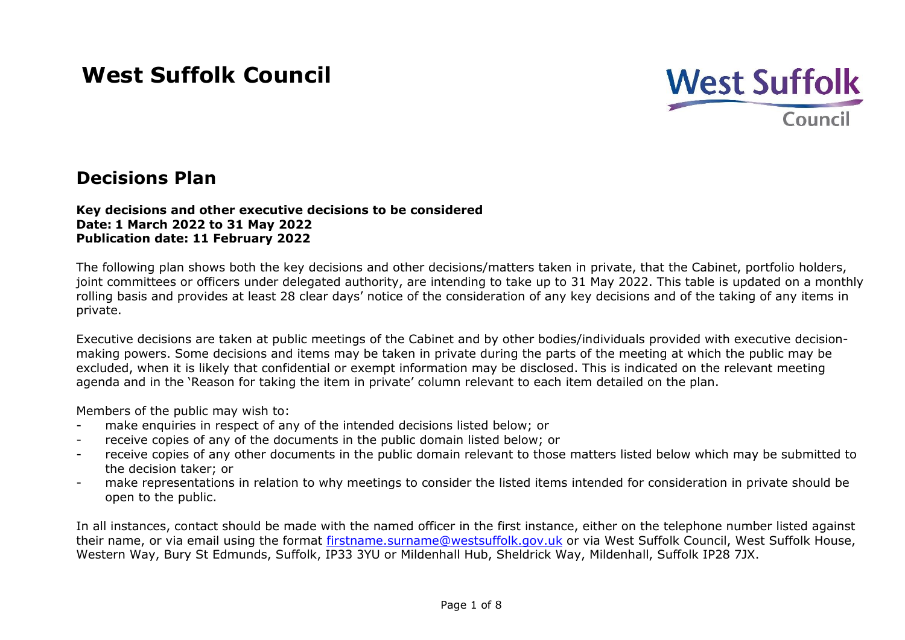# West Suffolk Council

## Decisions Plan

**Key decisions and other executive decisions to be considered**
**Date: 1 March 2022 to 31 May 2022**
**Publication date: 11 February 2022**

The following plan shows both the key decisions and other decisions/matters taken in private, that the Cabinet, portfolio holders, joint committees or officers under delegated authority, are intending to take up to 31 May 2022. This table is updated on a monthly rolling basis and provides at least 28 clear days' notice of the consideration of any key decisions and of the taking of any items in private.

Executive decisions are taken at public meetings of the Cabinet and by other bodies/individuals provided with executive decision-making powers. Some decisions and items may be taken in private during the parts of the meeting at which the public may be excluded, when it is likely that confidential or exempt information may be disclosed. This is indicated on the relevant meeting agenda and in the 'Reason for taking the item in private' column relevant to each item detailed on the plan.

Members of the public may wish to:

- make enquiries in respect of any of the intended decisions listed below; or
- receive copies of any of the documents in the public domain listed below; or
- receive copies of any other documents in the public domain relevant to those matters listed below which may be submitted to the decision taker; or
- make representations in relation to why meetings to consider the listed items intended for consideration in private should be open to the public.

In all instances, contact should be made with the named officer in the first instance, either on the telephone number listed against their name, or via email using the format firstname.surname@westsuffolk.gov.uk or via West Suffolk Council, West Suffolk House, Western Way, Bury St Edmunds, Suffolk, IP33 3YU or Mildenhall Hub, Sheldrick Way, Mildenhall, Suffolk IP28 7JX.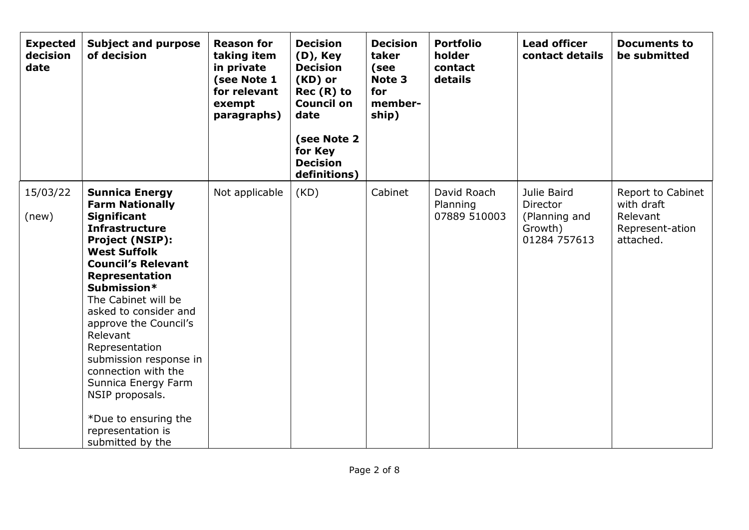| Expected decision date | Subject and purpose of decision | Reason for taking item in private (see Note 1 for relevant exempt paragraphs) | Decision (D), Key Decision (KD) or Rec (R) to Council on date<br><br>(see Note 2 for Key Decision definitions) | Decision taker (see Note 3 for member-ship) | Portfolio holder contact details | Lead officer contact details | Documents to be submitted |
|---|---|---|---|---|---|---|---|
| 15/03/22<br><br>(new) | **Sunnica Energy Farm Nationally Significant Infrastructure Project (NSIP): West Suffolk Council's Relevant Representation Submission***<br>The Cabinet will be asked to consider and approve the Council's Relevant Representation submission response in connection with the Sunnica Energy Farm NSIP proposals.<br><br>*Due to ensuring the representation is submitted by the | Not applicable | (KD) | Cabinet | David Roach<br>Planning<br>07889 510003 | Julie Baird<br>Director (Planning and Growth)<br>01284 757613 | Report to Cabinet with draft Relevant Represent-ation attached. |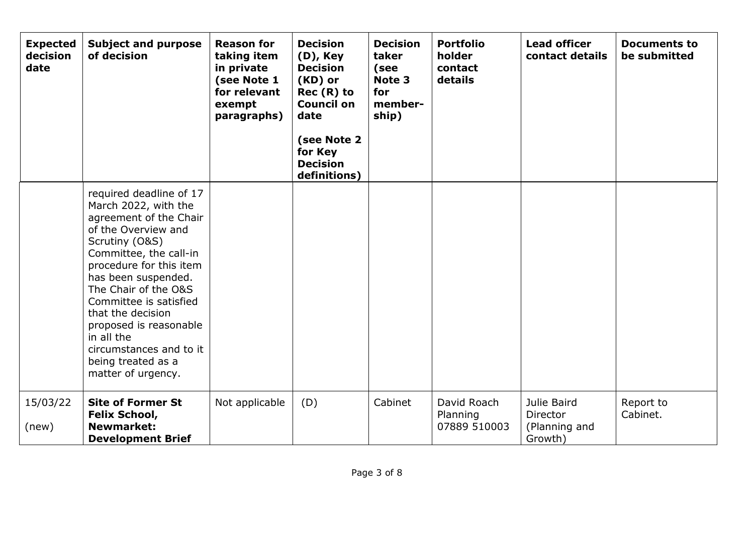| Expected decision date | Subject and purpose of decision | Reason for taking item in private (see Note 1 for relevant exempt paragraphs) | Decision (D), Key Decision (KD) or Rec (R) to Council on date (see Note 2 for Key Decision definitions) | Decision taker (see Note 3 for member-ship) | Portfolio holder contact details | Lead officer contact details | Documents to be submitted |
|---|---|---|---|---|---|---|---|
| | required deadline of 17 March 2022, with the agreement of the Chair of the Overview and Scrutiny (O&S) Committee, the call-in procedure for this item has been suspended. The Chair of the O&S Committee is satisfied that the decision proposed is reasonable in all the circumstances and to it being treated as a matter of urgency. | | | | | | |
| 15/03/22 (new) | **Site of Former St Felix School, Newmarket: Development Brief** | Not applicable | (D) | Cabinet | David Roach Planning 07889 510003 | Julie Baird Director (Planning and Growth) | Report to Cabinet. |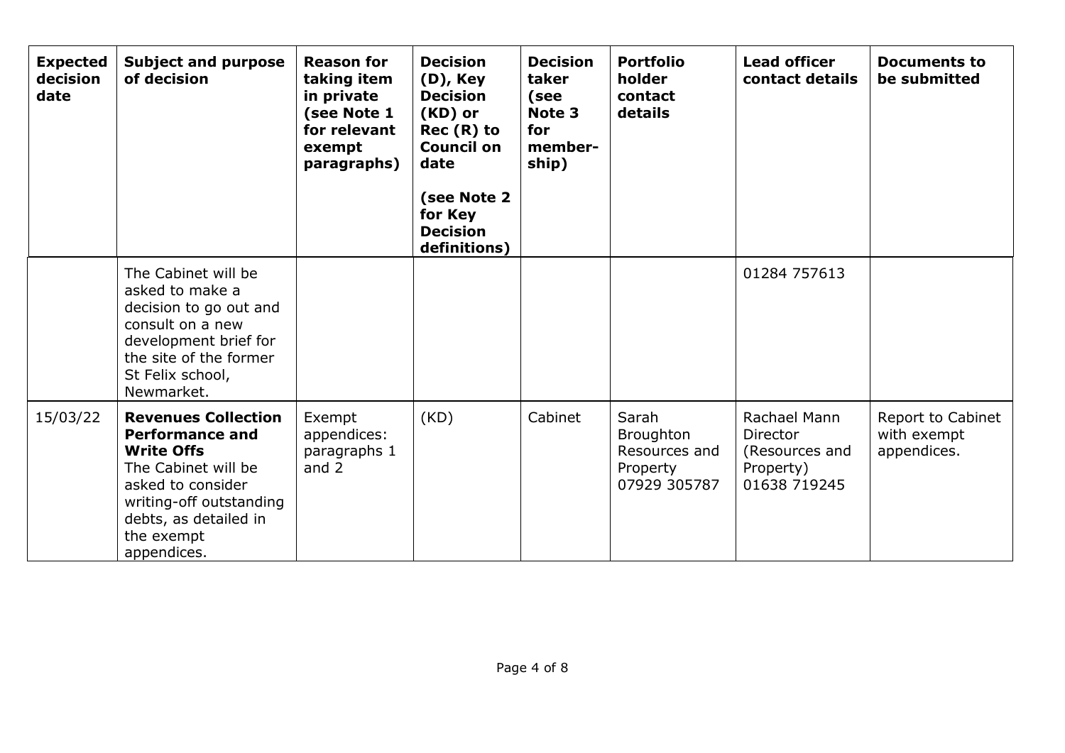| Expected decision date | Subject and purpose of decision | Reason for taking item in private (see Note 1 for relevant exempt paragraphs) | Decision (D), Key Decision (KD) or Rec (R) to Council on date (see Note 2 for Key Decision definitions) | Decision taker (see Note 3 for member-ship) | Portfolio holder contact details | Lead officer contact details | Documents to be submitted |
|---|---|---|---|---|---|---|---|
| | The Cabinet will be asked to make a decision to go out and consult on a new development brief for the site of the former St Felix school, Newmarket. | | | | | 01284 757613 | |
| 15/03/22 | **Revenues Collection Performance and Write Offs** The Cabinet will be asked to consider writing-off outstanding debts, as detailed in the exempt appendices. | Exempt appendices: paragraphs 1 and 2 | (KD) | Cabinet | Sarah Broughton Resources and Property 07929 305787 | Rachael Mann Director (Resources and Property) 01638 719245 | Report to Cabinet with exempt appendices. |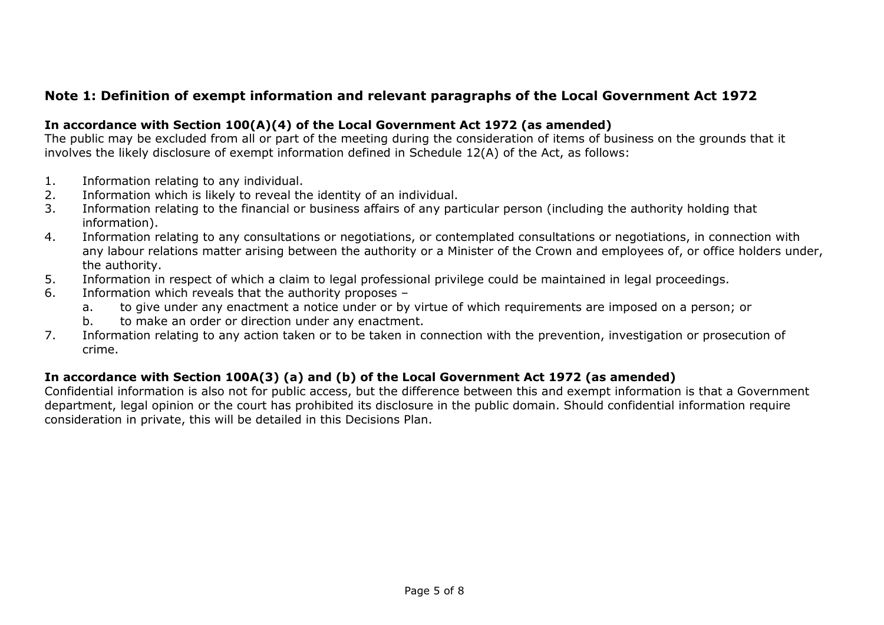## Note 1: Definition of exempt information and relevant paragraphs of the Local Government Act 1972

### In accordance with Section 100(A)(4) of the Local Government Act 1972 (as amended)

The public may be excluded from all or part of the meeting during the consideration of items of business on the grounds that it involves the likely disclosure of exempt information defined in Schedule 12(A) of the Act, as follows:

1. Information relating to any individual.
2. Information which is likely to reveal the identity of an individual.
3. Information relating to the financial or business affairs of any particular person (including the authority holding that information).
4. Information relating to any consultations or negotiations, or contemplated consultations or negotiations, in connection with any labour relations matter arising between the authority or a Minister of the Crown and employees of, or office holders under, the authority.
5. Information in respect of which a claim to legal professional privilege could be maintained in legal proceedings.
6. Information which reveals that the authority proposes –
   a. to give under any enactment a notice under or by virtue of which requirements are imposed on a person; or
   b. to make an order or direction under any enactment.
7. Information relating to any action taken or to be taken in connection with the prevention, investigation or prosecution of crime.

### In accordance with Section 100A(3) (a) and (b) of the Local Government Act 1972 (as amended)

Confidential information is also not for public access, but the difference between this and exempt information is that a Government department, legal opinion or the court has prohibited its disclosure in the public domain. Should confidential information require consideration in private, this will be detailed in this Decisions Plan.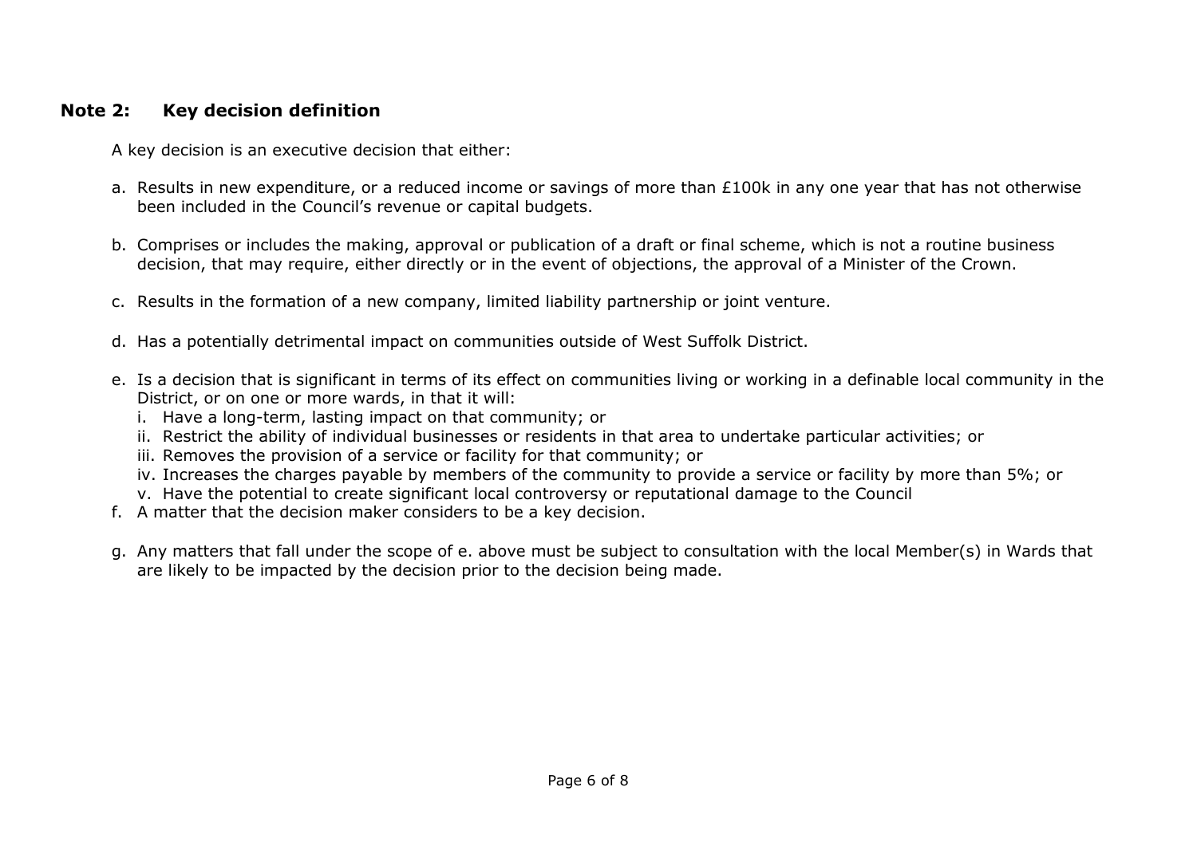## Note 2: Key decision definition

A key decision is an executive decision that either:

a. Results in new expenditure, or a reduced income or savings of more than £100k in any one year that has not otherwise been included in the Council's revenue or capital budgets.

b. Comprises or includes the making, approval or publication of a draft or final scheme, which is not a routine business decision, that may require, either directly or in the event of objections, the approval of a Minister of the Crown.

c. Results in the formation of a new company, limited liability partnership or joint venture.

d. Has a potentially detrimental impact on communities outside of West Suffolk District.

e. Is a decision that is significant in terms of its effect on communities living or working in a definable local community in the District, or on one or more wards, in that it will:
   i. Have a long-term, lasting impact on that community; or
   ii. Restrict the ability of individual businesses or residents in that area to undertake particular activities; or
   iii. Removes the provision of a service or facility for that community; or
   iv. Increases the charges payable by members of the community to provide a service or facility by more than 5%; or
   v. Have the potential to create significant local controversy or reputational damage to the Council

f. A matter that the decision maker considers to be a key decision.

g. Any matters that fall under the scope of e. above must be subject to consultation with the local Member(s) in Wards that are likely to be impacted by the decision prior to the decision being made.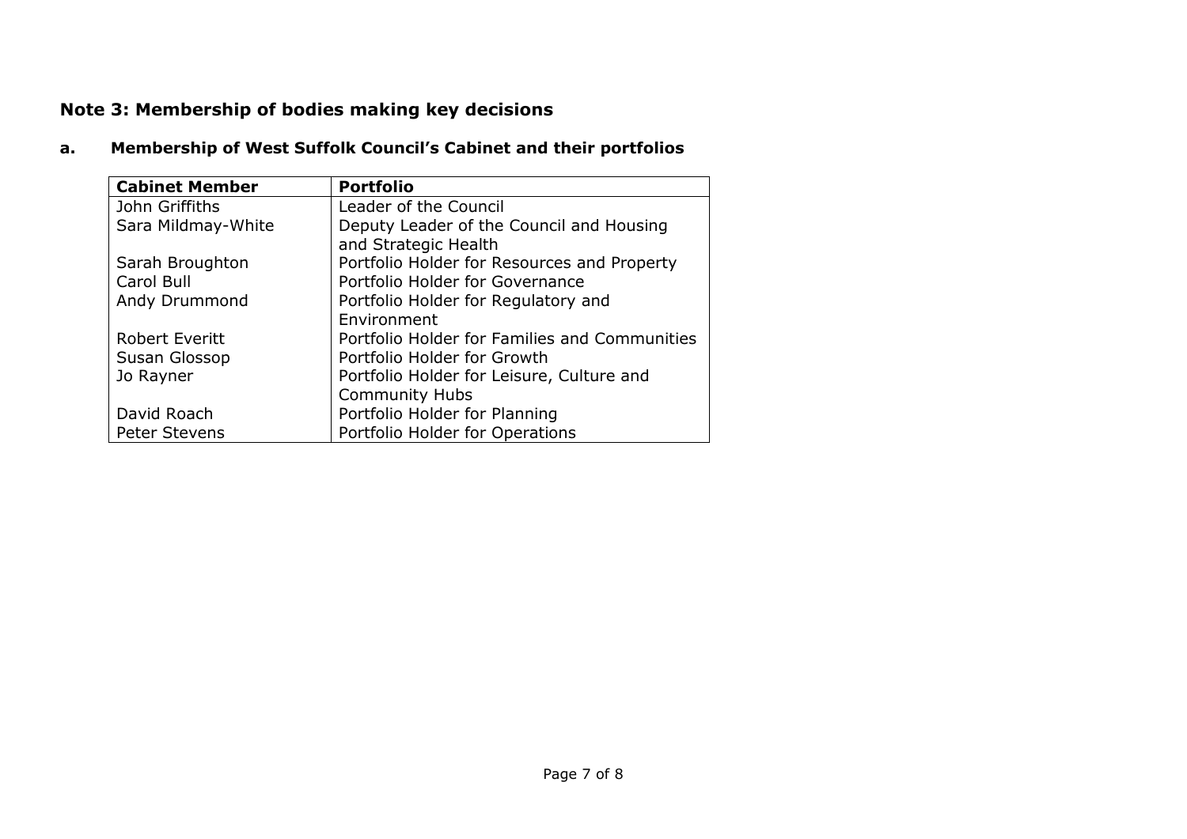## Note 3: Membership of bodies making key decisions

### a. Membership of West Suffolk Council's Cabinet and their portfolios

| Cabinet Member | Portfolio |
|---|---|
| John Griffiths | Leader of the Council |
| Sara Mildmay-White | Deputy Leader of the Council and Housing and Strategic Health |
| Sarah Broughton | Portfolio Holder for Resources and Property |
| Carol Bull | Portfolio Holder for Governance |
| Andy Drummond | Portfolio Holder for Regulatory and Environment |
| Robert Everitt | Portfolio Holder for Families and Communities |
| Susan Glossop | Portfolio Holder for Growth |
| Jo Rayner | Portfolio Holder for Leisure, Culture and Community Hubs |
| David Roach | Portfolio Holder for Planning |
| Peter Stevens | Portfolio Holder for Operations |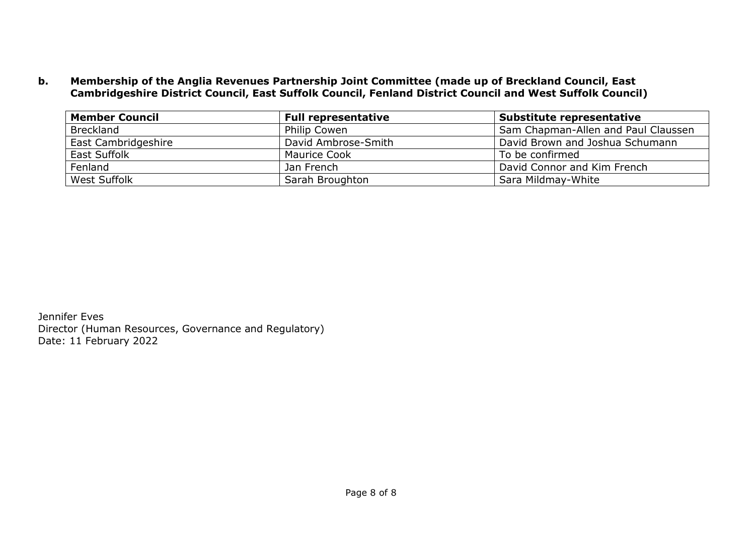**b. Membership of the Anglia Revenues Partnership Joint Committee (made up of Breckland Council, East Cambridgeshire District Council, East Suffolk Council, Fenland District Council and West Suffolk Council)**

| Member Council | Full representative | Substitute representative |
|---|---|---|
| Breckland | Philip Cowen | Sam Chapman-Allen and Paul Claussen |
| East Cambridgeshire | David Ambrose-Smith | David Brown and Joshua Schumann |
| East Suffolk | Maurice Cook | To be confirmed |
| Fenland | Jan French | David Connor and Kim French |
| West Suffolk | Sarah Broughton | Sara Mildmay-White |

Jennifer Eves
Director (Human Resources, Governance and Regulatory)
Date: 11 February 2022